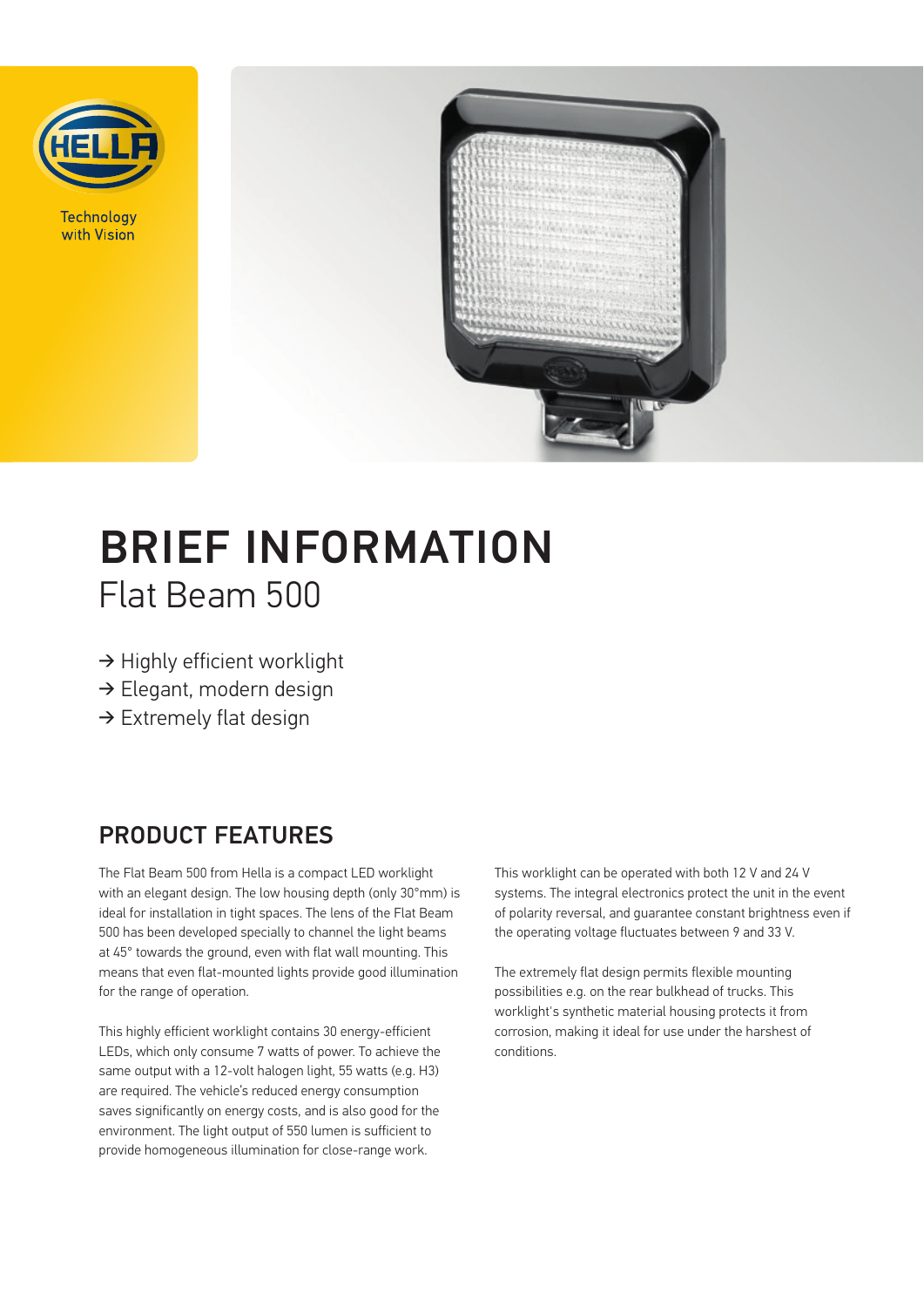HELLA

Technology with Vision

# BRIEF INFORMATION

## Flat Beam 500

→ Highly efficient worklight
→ Elegant, modern design
→ Extremely flat design

## PRODUCT FEATURES

The Flat Beam 500 from Hella is a compact LED worklight with an elegant design. The low housing depth (only 30°mm) is ideal for installation in tight spaces. The lens of the Flat Beam 500 has been developed specially to channel the light beams at 45° towards the ground, even with flat wall mounting. This means that even flat-mounted lights provide good illumination for the range of operation.

This highly efficient worklight contains 30 energy-efficient LEDs, which only consume 7 watts of power. To achieve the same output with a 12-volt halogen light, 55 watts (e.g. H3) are required. The vehicle's reduced energy consumption saves significantly on energy costs, and is also good for the environment. The light output of 550 lumen is sufficient to provide homogeneous illumination for close-range work.

This worklight can be operated with both 12 V and 24 V systems. The integral electronics protect the unit in the event of polarity reversal, and guarantee constant brightness even if the operating voltage fluctuates between 9 and 33 V.

The extremely flat design permits flexible mounting possibilities e.g. on the rear bulkhead of trucks. This worklight's synthetic material housing protects it from corrosion, making it ideal for use under the harshest of conditions.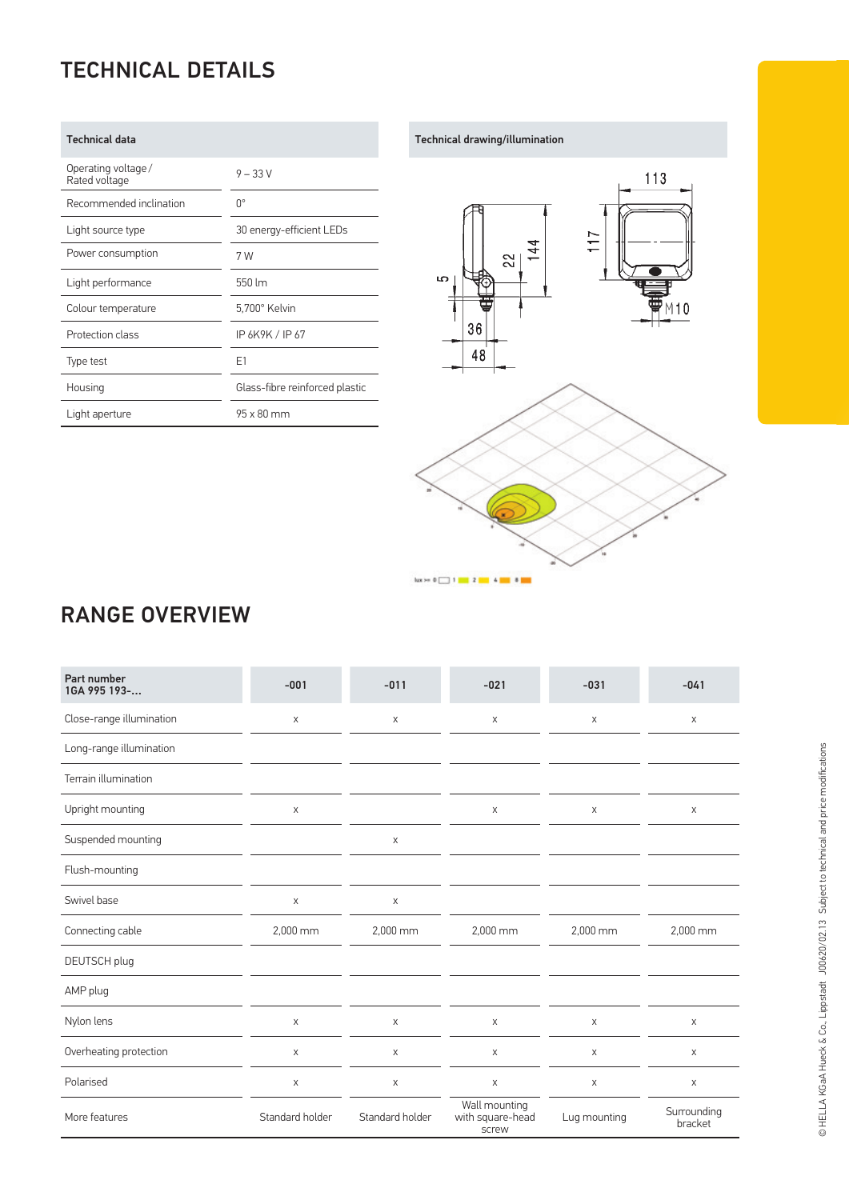# TECHNICAL DETAILS

| Technical data | |
|---|---|
| Operating voltage / Rated voltage | 9 – 33 V |
| Recommended inclination | 0° |
| Light source type | 30 energy-efficient LEDs |
| Power consumption | 7 W |
| Light performance | 550 lm |
| Colour temperature | 5,700° Kelvin |
| Protection class | IP 6K9K / IP 67 |
| Type test | E1 |
| Housing | Glass-fibre reinforced plastic |
| Light aperture | 95 x 80 mm |

## Technical drawing/illumination

113
117
144
22
5
36
48
M10

lux >= 0 1 2 4 8

# RANGE OVERVIEW

| Part number 1GA 995 193-... | -001 | -011 | -021 | -031 | -041 |
|---|---|---|---|---|---|
| Close-range illumination | x | x | x | x | x |
| Long-range illumination | | | | | |
| Terrain illumination | | | | | |
| Upright mounting | x | | x | x | x |
| Suspended mounting | | x | | | |
| Flush-mounting | | | | | |
| Swivel base | x | x | | | |
| Connecting cable | 2,000 mm | 2,000 mm | 2,000 mm | 2,000 mm | 2,000 mm |
| DEUTSCH plug | | | | | |
| AMP plug | | | | | |
| Nylon lens | x | x | x | x | x |
| Overheating protection | x | x | x | x | x |
| Polarised | x | x | x | x | x |
| More features | Standard holder | Standard holder | Wall mounting with square-head screw | Lug mounting | Surrounding bracket |

© HELLA KGaA Hueck & Co., Lippstadt J00620/02.13 Subject to technical and price modifications